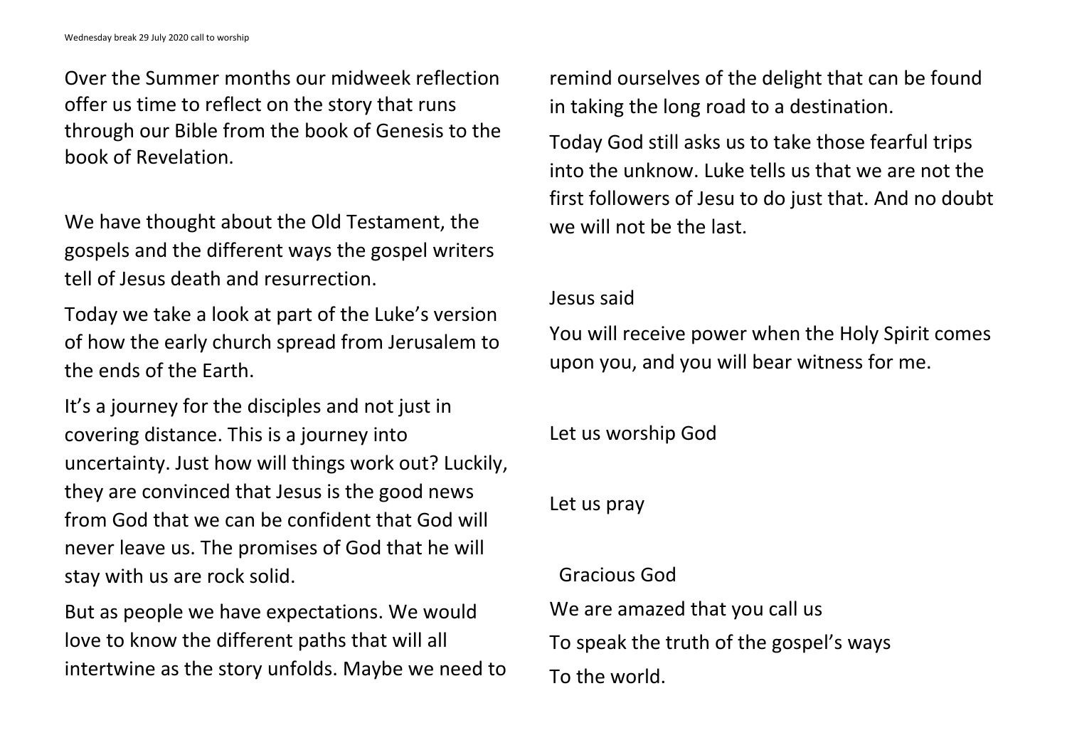Over the Summer months our midweek reflection offer us time to reflect on the story that runs through our Bible from the book of Genesis to the book of Revelation.

We have thought about the Old Testament, the gospels and the different ways the gospel writers tell of Jesus death and resurrection.

Today we take a look at part of the Luke's version of how the early church spread from Jerusalem to the ends of the Earth.

It's a journey for the disciples and not just in covering distance. This is a journey into uncertainty. Just how will things work out? Luckily, they are convinced that Jesus is the good news from God that we can be confident that God will never leave us. The promises of God that he will stay with us are rock solid.

But as people we have expectations. We would love to know the different paths that will all intertwine as the story unfolds. Maybe we need to remind ourselves of the delight that can be found in taking the long road to a destination.

Today God still asks us to take those fearful trips into the unknow. Luke tells us that we are not the first followers of Jesu to do just that. And no doubt we will not be the last.

Jesus said

You will receive power when the Holy Spirit comes upon you, and you will bear witness for me.

Let us worship God

Let us pray

Gracious God

We are amazed that you call us

To speak the truth of the gospel's ways

To the world.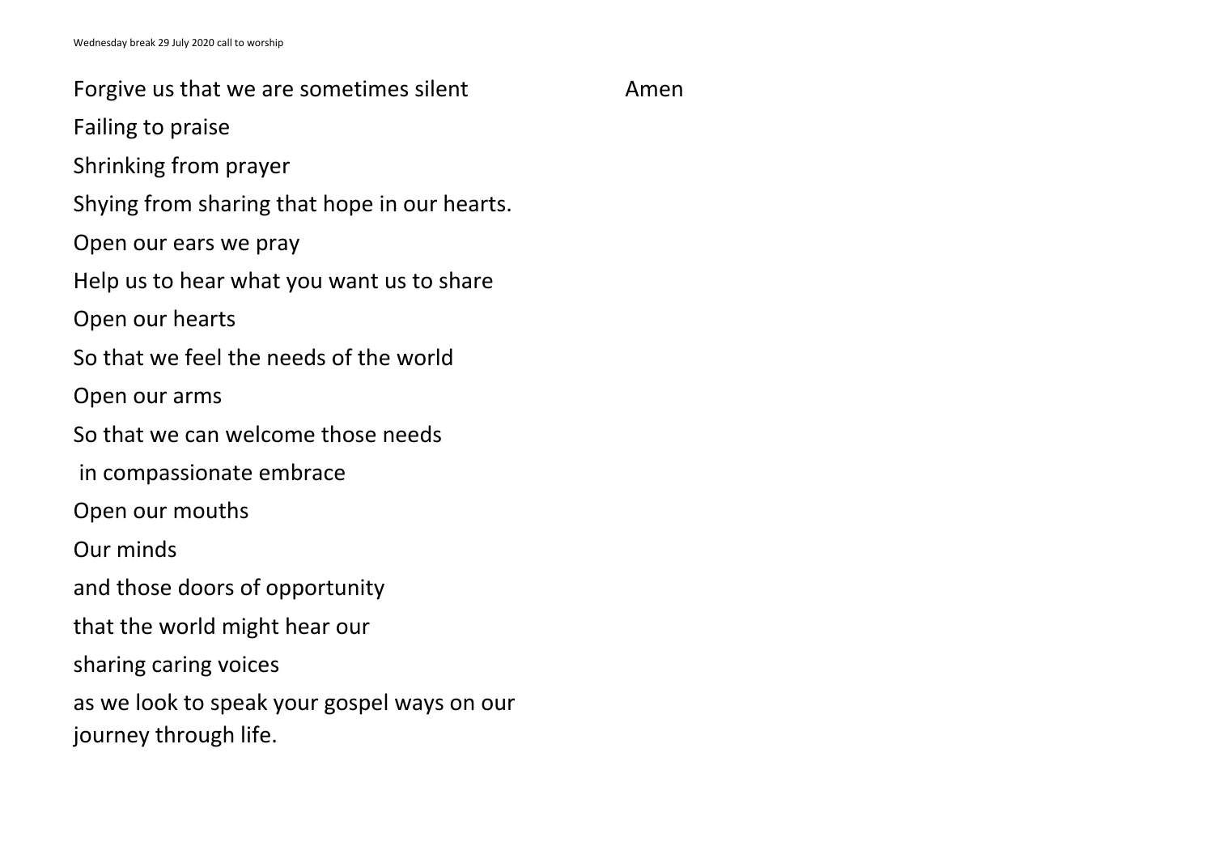Forgive us that we are sometimes silent

Failing to praise

Shrinking from prayer

Shying from sharing that hope in our hearts.

Open our ears we pray

Help us to hear what you want us to share

Open our hearts

So that we feel the needs of the world

Open our arms

So that we can welcome those needs

in compassionate embrace

Open our mouths

Our minds

and those doors of opportunity

that the world might hear our

sharing caring voices

as we look to speak your gospel ways on our journey through life.

Amen